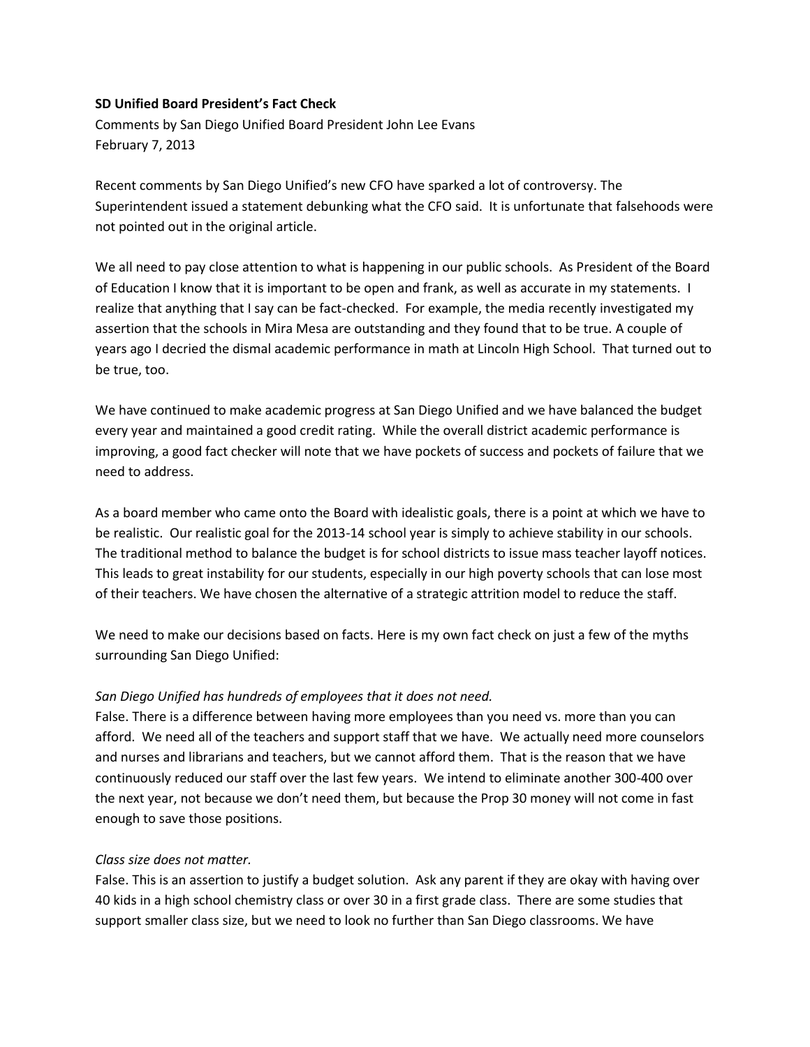**SD Unified Board President's Fact Check**

Comments by San Diego Unified Board President John Lee Evans
February 7, 2013

Recent comments by San Diego Unified's new CFO have sparked a lot of controversy. The Superintendent issued a statement debunking what the CFO said. It is unfortunate that falsehoods were not pointed out in the original article.

We all need to pay close attention to what is happening in our public schools. As President of the Board of Education I know that it is important to be open and frank, as well as accurate in my statements. I realize that anything that I say can be fact-checked. For example, the media recently investigated my assertion that the schools in Mira Mesa are outstanding and they found that to be true. A couple of years ago I decried the dismal academic performance in math at Lincoln High School. That turned out to be true, too.

We have continued to make academic progress at San Diego Unified and we have balanced the budget every year and maintained a good credit rating. While the overall district academic performance is improving, a good fact checker will note that we have pockets of success and pockets of failure that we need to address.

As a board member who came onto the Board with idealistic goals, there is a point at which we have to be realistic. Our realistic goal for the 2013-14 school year is simply to achieve stability in our schools. The traditional method to balance the budget is for school districts to issue mass teacher layoff notices. This leads to great instability for our students, especially in our high poverty schools that can lose most of their teachers. We have chosen the alternative of a strategic attrition model to reduce the staff.

We need to make our decisions based on facts. Here is my own fact check on just a few of the myths surrounding San Diego Unified:

*San Diego Unified has hundreds of employees that it does not need.*
False. There is a difference between having more employees than you need vs. more than you can afford. We need all of the teachers and support staff that we have. We actually need more counselors and nurses and librarians and teachers, but we cannot afford them. That is the reason that we have continuously reduced our staff over the last few years. We intend to eliminate another 300-400 over the next year, not because we don't need them, but because the Prop 30 money will not come in fast enough to save those positions.

*Class size does not matter.*
False. This is an assertion to justify a budget solution. Ask any parent if they are okay with having over 40 kids in a high school chemistry class or over 30 in a first grade class. There are some studies that support smaller class size, but we need to look no further than San Diego classrooms. We have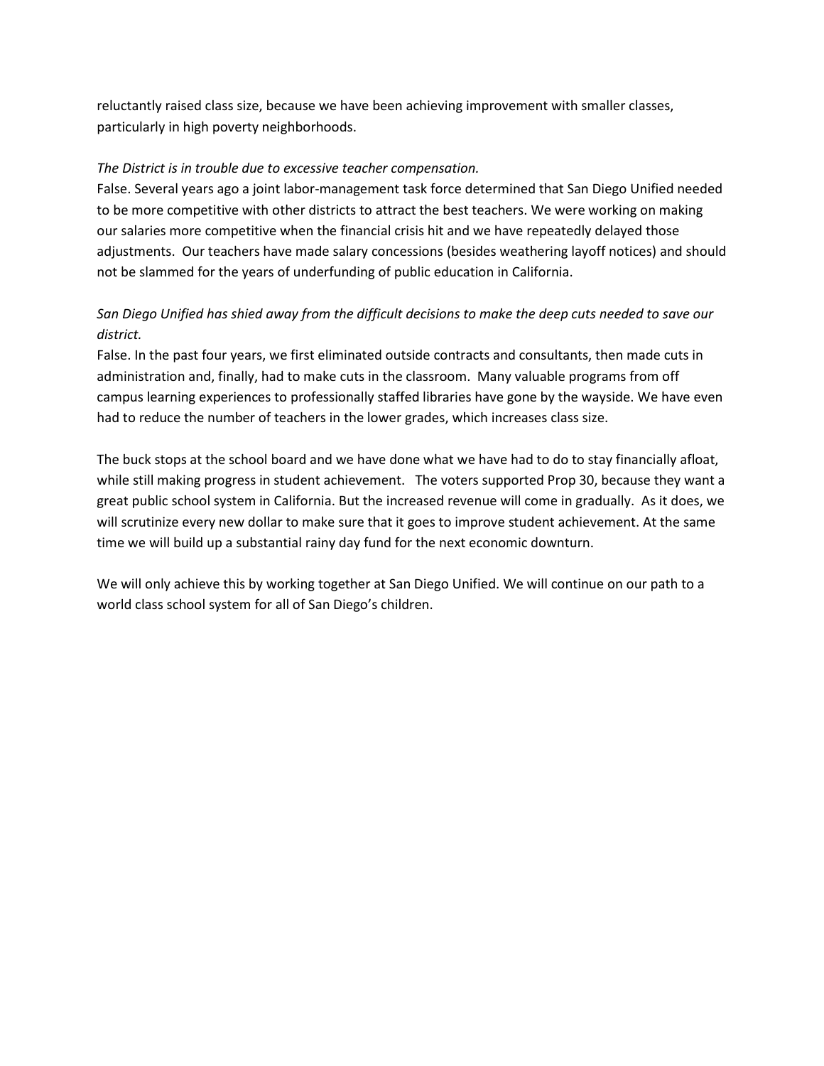reluctantly raised class size, because we have been achieving improvement with smaller classes, particularly in high poverty neighborhoods.

*The District is in trouble due to excessive teacher compensation.*
False. Several years ago a joint labor-management task force determined that San Diego Unified needed to be more competitive with other districts to attract the best teachers. We were working on making our salaries more competitive when the financial crisis hit and we have repeatedly delayed those adjustments. Our teachers have made salary concessions (besides weathering layoff notices) and should not be slammed for the years of underfunding of public education in California.

*San Diego Unified has shied away from the difficult decisions to make the deep cuts needed to save our district.*
False. In the past four years, we first eliminated outside contracts and consultants, then made cuts in administration and, finally, had to make cuts in the classroom. Many valuable programs from off campus learning experiences to professionally staffed libraries have gone by the wayside. We have even had to reduce the number of teachers in the lower grades, which increases class size.

The buck stops at the school board and we have done what we have had to do to stay financially afloat, while still making progress in student achievement. The voters supported Prop 30, because they want a great public school system in California. But the increased revenue will come in gradually. As it does, we will scrutinize every new dollar to make sure that it goes to improve student achievement. At the same time we will build up a substantial rainy day fund for the next economic downturn.

We will only achieve this by working together at San Diego Unified. We will continue on our path to a world class school system for all of San Diego's children.